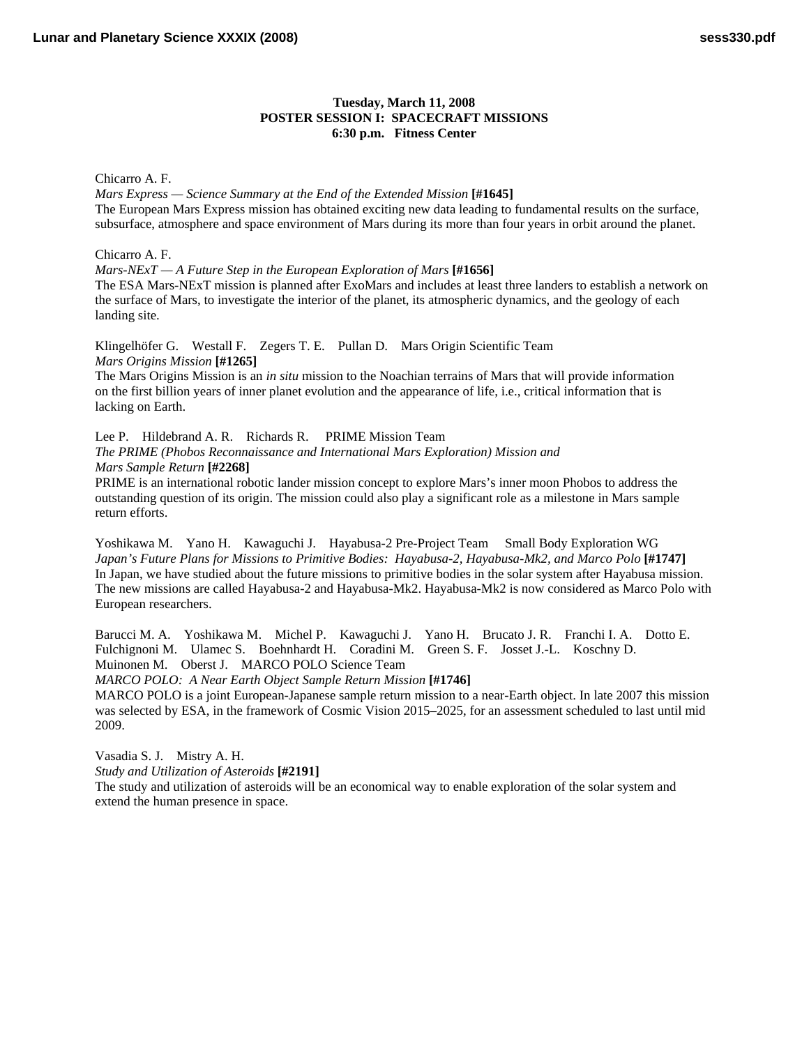**Tuesday, March 11, 2008**
**POSTER SESSION I: SPACECRAFT MISSIONS**
**6:30 p.m. Fitness Center**

Chicarro A. F.
*Mars Express — Science Summary at the End of the Extended Mission* **[#1645]**
The European Mars Express mission has obtained exciting new data leading to fundamental results on the surface, subsurface, atmosphere and space environment of Mars during its more than four years in orbit around the planet.

Chicarro A. F.
*Mars-NExT — A Future Step in the European Exploration of Mars* **[#1656]**
The ESA Mars-NExT mission is planned after ExoMars and includes at least three landers to establish a network on the surface of Mars, to investigate the interior of the planet, its atmospheric dynamics, and the geology of each landing site.

Klingelhöfer G. Westall F. Zegers T. E. Pullan D. Mars Origin Scientific Team
*Mars Origins Mission* **[#1265]**
The Mars Origins Mission is an *in situ* mission to the Noachian terrains of Mars that will provide information on the first billion years of inner planet evolution and the appearance of life, i.e., critical information that is lacking on Earth.

Lee P. Hildebrand A. R. Richards R. PRIME Mission Team
*The PRIME (Phobos Reconnaissance and International Mars Exploration) Mission and Mars Sample Return* **[#2268]**
PRIME is an international robotic lander mission concept to explore Mars's inner moon Phobos to address the outstanding question of its origin. The mission could also play a significant role as a milestone in Mars sample return efforts.

Yoshikawa M. Yano H. Kawaguchi J. Hayabusa-2 Pre-Project Team Small Body Exploration WG
*Japan's Future Plans for Missions to Primitive Bodies: Hayabusa-2, Hayabusa-Mk2, and Marco Polo* **[#1747]**
In Japan, we have studied about the future missions to primitive bodies in the solar system after Hayabusa mission. The new missions are called Hayabusa-2 and Hayabusa-Mk2. Hayabusa-Mk2 is now considered as Marco Polo with European researchers.

Barucci M. A. Yoshikawa M. Michel P. Kawaguchi J. Yano H. Brucato J. R. Franchi I. A. Dotto E. Fulchignoni M. Ulamec S. Boehnhardt H. Coradini M. Green S. F. Josset J.-L. Koschny D. Muinonen M. Oberst J. MARCO POLO Science Team
*MARCO POLO: A Near Earth Object Sample Return Mission* **[#1746]**
MARCO POLO is a joint European-Japanese sample return mission to a near-Earth object. In late 2007 this mission was selected by ESA, in the framework of Cosmic Vision 2015–2025, for an assessment scheduled to last until mid 2009.

Vasadia S. J. Mistry A. H.
*Study and Utilization of Asteroids* **[#2191]**
The study and utilization of asteroids will be an economical way to enable exploration of the solar system and extend the human presence in space.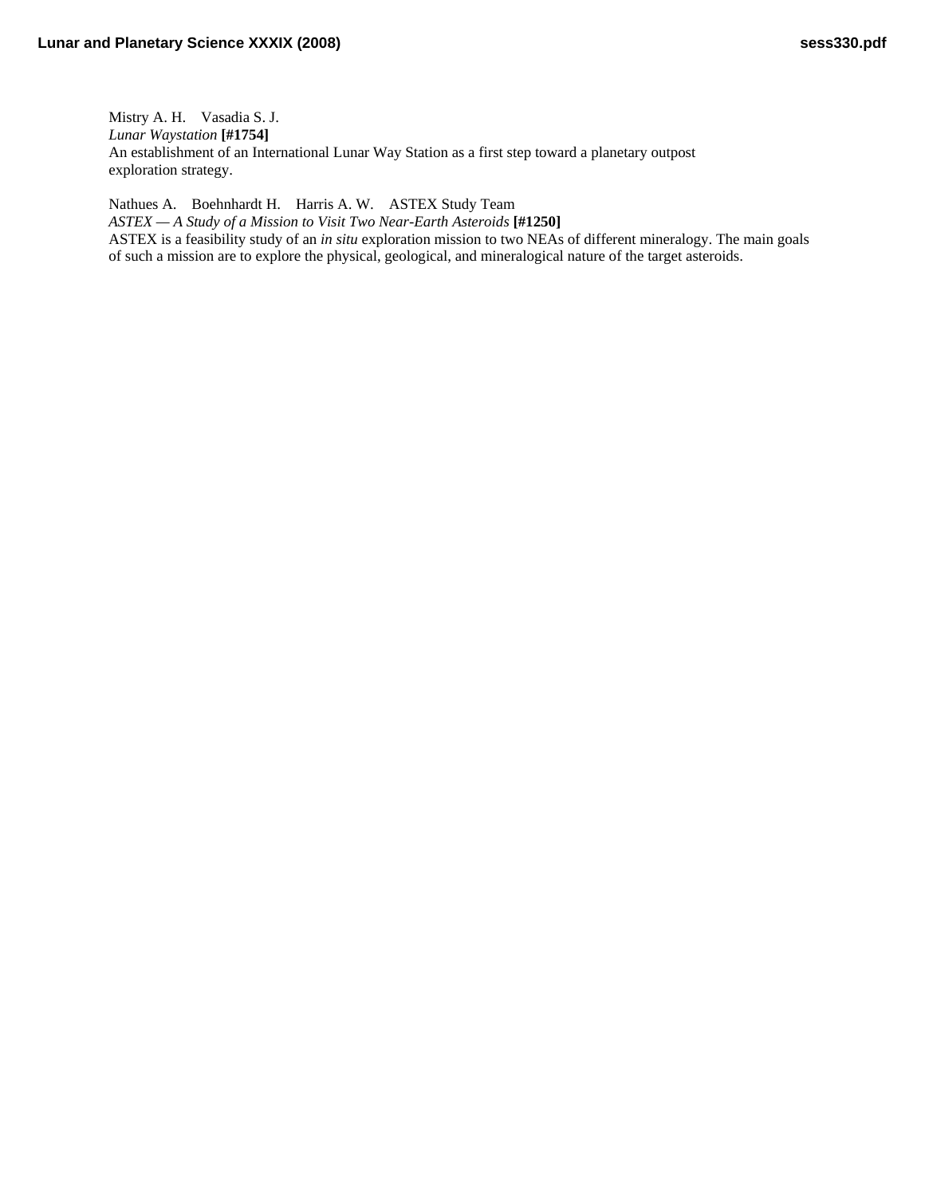Mistry A. H. Vasadia S. J.
*Lunar Waystation* **[#1754]**
An establishment of an International Lunar Way Station as a first step toward a planetary outpost exploration strategy.

Nathues A. Boehnhardt H. Harris A. W. ASTEX Study Team
*ASTEX — A Study of a Mission to Visit Two Near-Earth Asteroids* **[#1250]**
ASTEX is a feasibility study of an *in situ* exploration mission to two NEAs of different mineralogy. The main goals of such a mission are to explore the physical, geological, and mineralogical nature of the target asteroids.